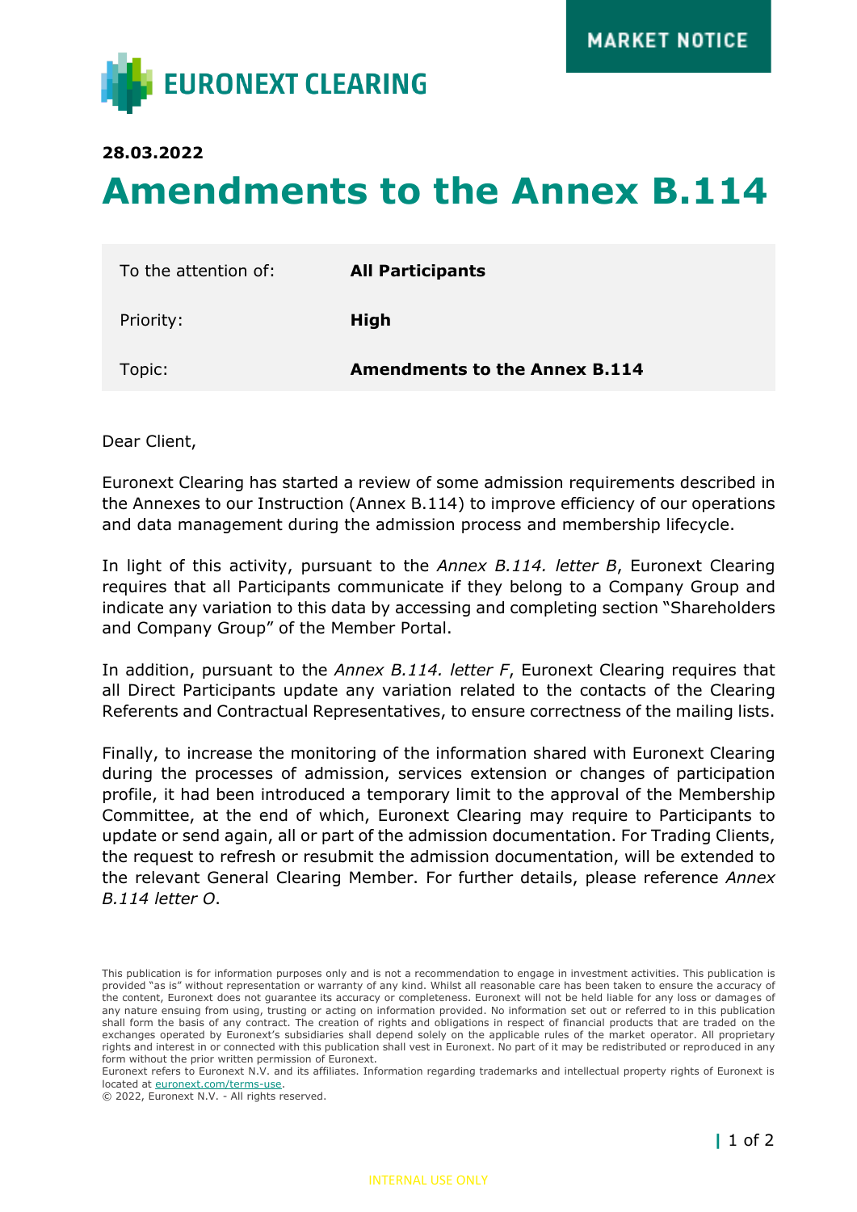MARKET NOTICE

**28.03.2022**

# Amendments to the Annex B.114

| To the attention of: | **All Participants** |
|---|---|
| Priority: | **High** |
| Topic: | **Amendments to the Annex B.114** |

Dear Client,

Euronext Clearing has started a review of some admission requirements described in the Annexes to our Instruction (Annex B.114) to improve efficiency of our operations and data management during the admission process and membership lifecycle.

In light of this activity, pursuant to the *Annex B.114. letter B*, Euronext Clearing requires that all Participants communicate if they belong to a Company Group and indicate any variation to this data by accessing and completing section "Shareholders and Company Group" of the Member Portal.

In addition, pursuant to the *Annex B.114. letter F*, Euronext Clearing requires that all Direct Participants update any variation related to the contacts of the Clearing Referents and Contractual Representatives, to ensure correctness of the mailing lists.

Finally, to increase the monitoring of the information shared with Euronext Clearing during the processes of admission, services extension or changes of participation profile, it had been introduced a temporary limit to the approval of the Membership Committee, at the end of which, Euronext Clearing may require to Participants to update or send again, all or part of the admission documentation. For Trading Clients, the request to refresh or resubmit the admission documentation, will be extended to the relevant General Clearing Member. For further details, please reference *Annex B.114 letter O*.

This publication is for information purposes only and is not a recommendation to engage in investment activities. This publication is provided "as is" without representation or warranty of any kind. Whilst all reasonable care has been taken to ensure the accuracy of the content, Euronext does not guarantee its accuracy or completeness. Euronext will not be held liable for any loss or damages of any nature ensuing from using, trusting or acting on information provided. No information set out or referred to in this publication shall form the basis of any contract. The creation of rights and obligations in respect of financial products that are traded on the exchanges operated by Euronext's subsidiaries shall depend solely on the applicable rules of the market operator. All proprietary rights and interest in or connected with this publication shall vest in Euronext. No part of it may be redistributed or reproduced in any form without the prior written permission of Euronext.
Euronext refers to Euronext N.V. and its affiliates. Information regarding trademarks and intellectual property rights of Euronext is located at euronext.com/terms-use.
© 2022, Euronext N.V. - All rights reserved.

INTERNAL USE ONLY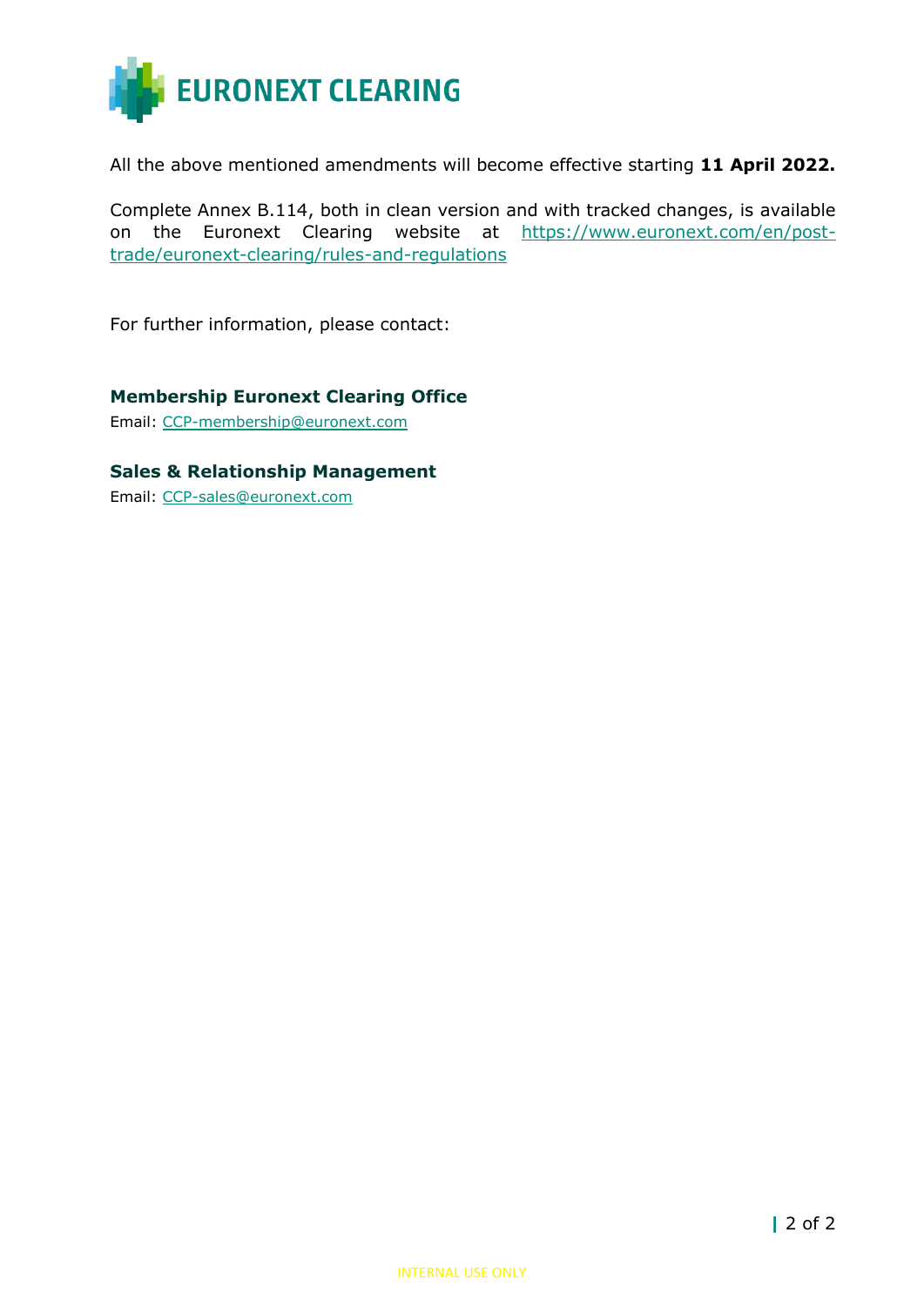All the above mentioned amendments will become effective starting **11 April 2022.**

Complete Annex B.114, both in clean version and with tracked changes, is available on the Euronext Clearing website at https://www.euronext.com/en/post-trade/euronext-clearing/rules-and-regulations

For further information, please contact:

**Membership Euronext Clearing Office**

Email: CCP-membership@euronext.com

**Sales & Relationship Management**

Email: CCP-sales@euronext.com

INTERNAL USE ONLY